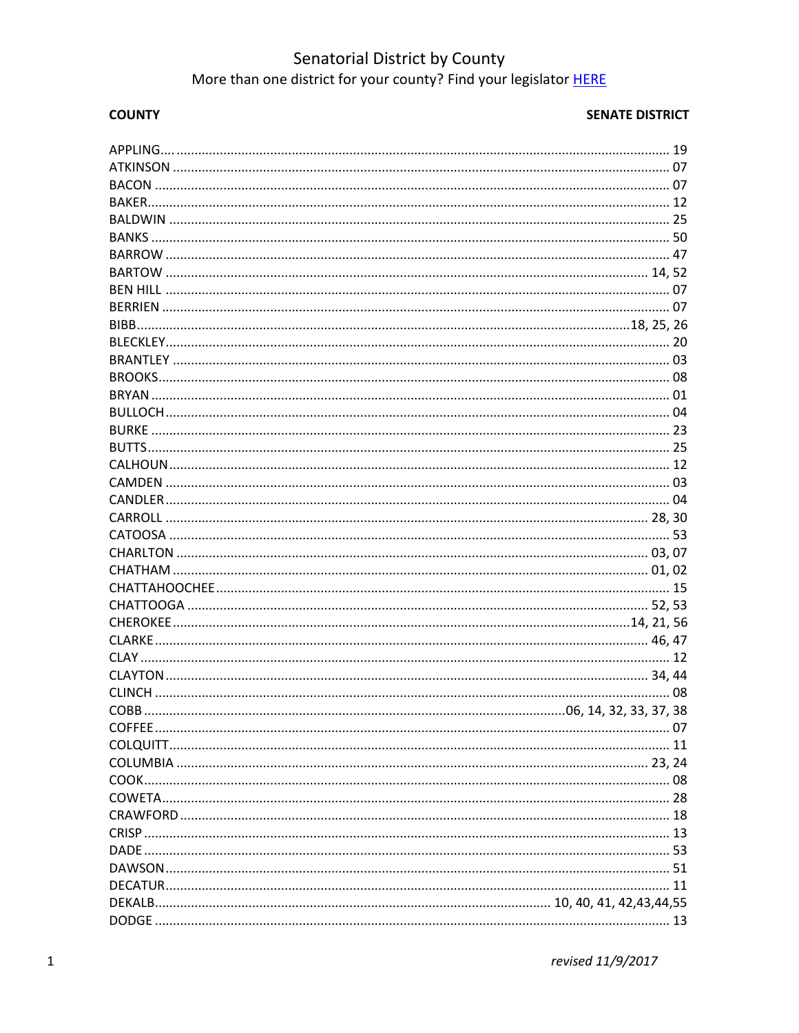# Senatorial District by County

More than one district for your county? Find your legislator HERE

| COUNTY | SENATE DISTRICT |
|---|---|
| APPLING | 19 |
| ATKINSON | 07 |
| BACON | 07 |
| BAKER | 12 |
| BALDWIN | 25 |
| BANKS | 50 |
| BARROW | 47 |
| BARTOW | 14, 52 |
| BEN HILL | 07 |
| BERRIEN | 07 |
| BIBB | 18, 25, 26 |
| BLECKLEY | 20 |
| BRANTLEY | 03 |
| BROOKS | 08 |
| BRYAN | 01 |
| BULLOCH | 04 |
| BURKE | 23 |
| BUTTS | 25 |
| CALHOUN | 12 |
| CAMDEN | 03 |
| CANDLER | 04 |
| CARROLL | 28, 30 |
| CATOOSA | 53 |
| CHARLTON | 03, 07 |
| CHATHAM | 01, 02 |
| CHATTAHOOCHEE | 15 |
| CHATTOOGA | 52, 53 |
| CHEROKEE | 14, 21, 56 |
| CLARKE | 46, 47 |
| CLAY | 12 |
| CLAYTON | 34, 44 |
| CLINCH | 08 |
| COBB | 06, 14, 32, 33, 37, 38 |
| COFFEE | 07 |
| COLQUITT | 11 |
| COLUMBIA | 23, 24 |
| COOK | 08 |
| COWETA | 28 |
| CRAWFORD | 18 |
| CRISP | 13 |
| DADE | 53 |
| DAWSON | 51 |
| DECATUR | 11 |
| DEKALB | 10, 40, 41, 42,43,44,55 |
| DODGE | 13 |

*revised 11/9/2017*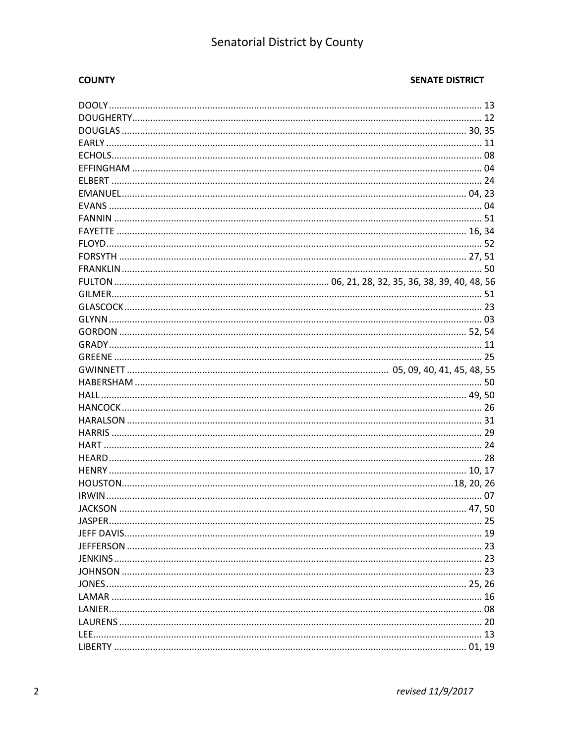## Senatorial District by County

| COUNTY | SENATE DISTRICT |
|---|---|
| DOOLY | 13 |
| DOUGHERTY | 12 |
| DOUGLAS | 30, 35 |
| EARLY | 11 |
| ECHOLS | 08 |
| EFFINGHAM | 04 |
| ELBERT | 24 |
| EMANUEL | 04, 23 |
| EVANS | 04 |
| FANNIN | 51 |
| FAYETTE | 16, 34 |
| FLOYD | 52 |
| FORSYTH | 27, 51 |
| FRANKLIN | 50 |
| FULTON | 06, 21, 28, 32, 35, 36, 38, 39, 40, 48, 56 |
| GILMER | 51 |
| GLASCOCK | 23 |
| GLYNN | 03 |
| GORDON | 52, 54 |
| GRADY | 11 |
| GREENE | 25 |
| GWINNETT | 05, 09, 40, 41, 45, 48, 55 |
| HABERSHAM | 50 |
| HALL | 49, 50 |
| HANCOCK | 26 |
| HARALSON | 31 |
| HARRIS | 29 |
| HART | 24 |
| HEARD | 28 |
| HENRY | 10, 17 |
| HOUSTON | 18, 20, 26 |
| IRWIN | 07 |
| JACKSON | 47, 50 |
| JASPER | 25 |
| JEFF DAVIS | 19 |
| JEFFERSON | 23 |
| JENKINS | 23 |
| JOHNSON | 23 |
| JONES | 25, 26 |
| LAMAR | 16 |
| LANIER | 08 |
| LAURENS | 20 |
| LEE | 13 |
| LIBERTY | 01, 19 |

*revised 11/9/2017*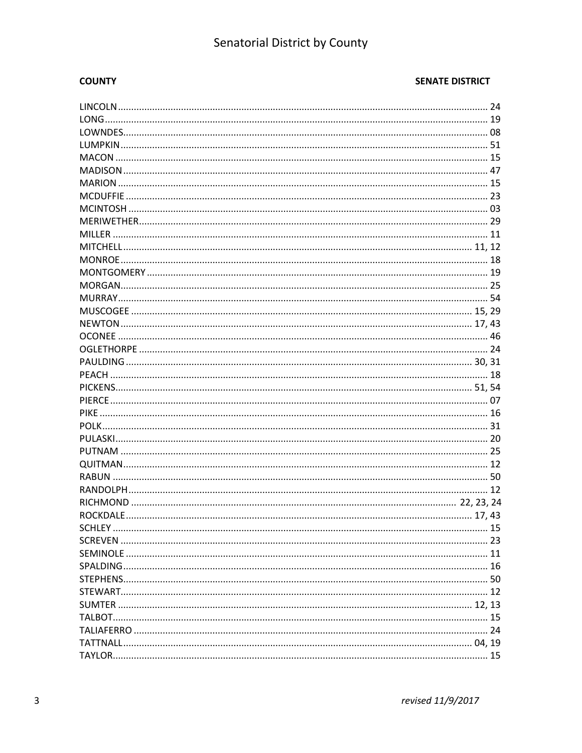# Senatorial District by County

| COUNTY | SENATE DISTRICT |
|---|---|
| LINCOLN | 24 |
| LONG | 19 |
| LOWNDES | 08 |
| LUMPKIN | 51 |
| MACON | 15 |
| MADISON | 47 |
| MARION | 15 |
| MCDUFFIE | 23 |
| MCINTOSH | 03 |
| MERIWETHER | 29 |
| MILLER | 11 |
| MITCHELL | 11, 12 |
| MONROE | 18 |
| MONTGOMERY | 19 |
| MORGAN | 25 |
| MURRAY | 54 |
| MUSCOGEE | 15, 29 |
| NEWTON | 17, 43 |
| OCONEE | 46 |
| OGLETHORPE | 24 |
| PAULDING | 30, 31 |
| PEACH | 18 |
| PICKENS | 51, 54 |
| PIERCE | 07 |
| PIKE | 16 |
| POLK | 31 |
| PULASKI | 20 |
| PUTNAM | 25 |
| QUITMAN | 12 |
| RABUN | 50 |
| RANDOLPH | 12 |
| RICHMOND | 22, 23, 24 |
| ROCKDALE | 17, 43 |
| SCHLEY | 15 |
| SCREVEN | 23 |
| SEMINOLE | 11 |
| SPALDING | 16 |
| STEPHENS | 50 |
| STEWART | 12 |
| SUMTER | 12, 13 |
| TALBOT | 15 |
| TALIAFERRO | 24 |
| TATTNALL | 04, 19 |
| TAYLOR | 15 |

*revised 11/9/2017*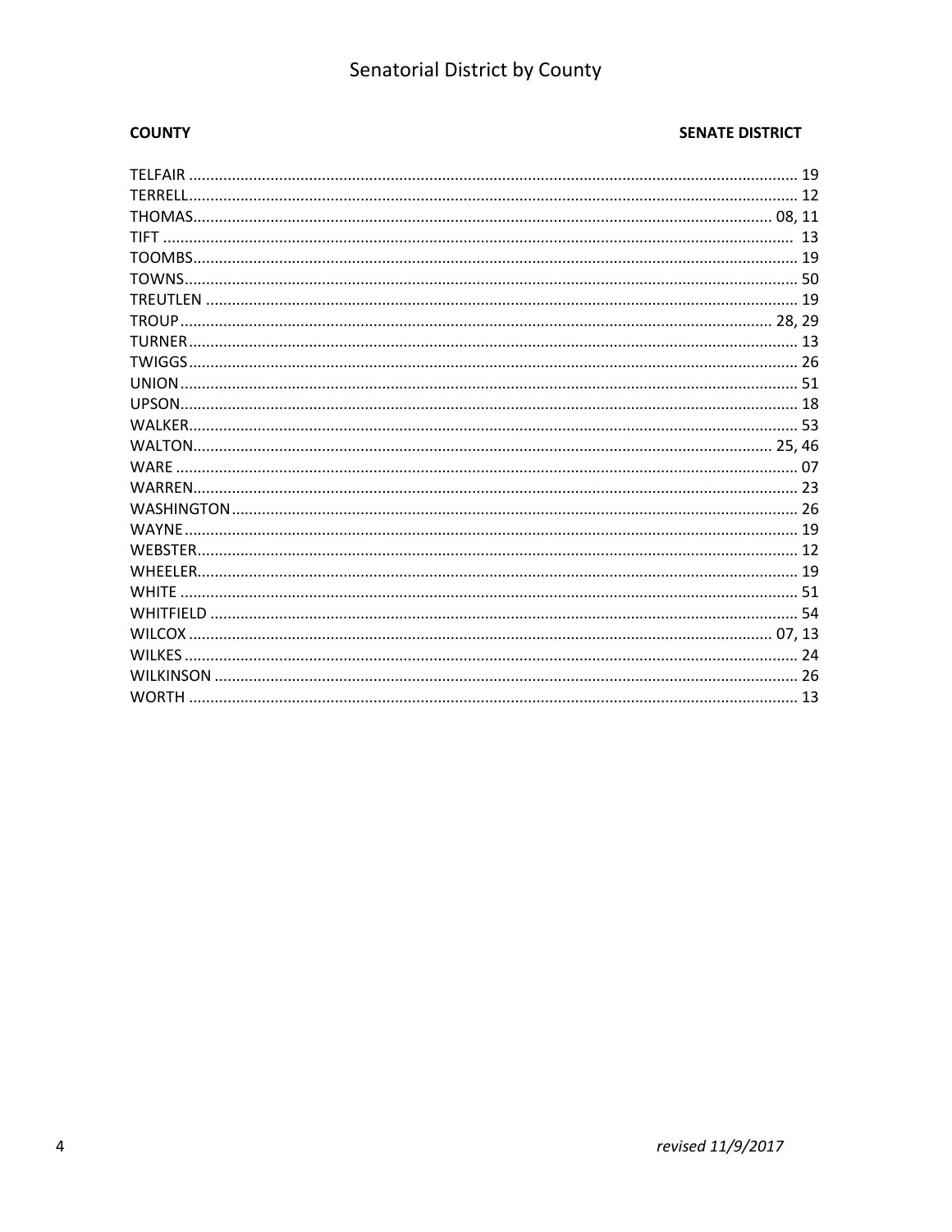# Senatorial District by County

| COUNTY | SENATE DISTRICT |
|---|---|
| TELFAIR | 19 |
| TERRELL | 12 |
| THOMAS | 08, 11 |
| TIFT | 13 |
| TOOMBS | 19 |
| TOWNS | 50 |
| TREUTLEN | 19 |
| TROUP | 28, 29 |
| TURNER | 13 |
| TWIGGS | 26 |
| UNION | 51 |
| UPSON | 18 |
| WALKER | 53 |
| WALTON | 25, 46 |
| WARE | 07 |
| WARREN | 23 |
| WASHINGTON | 26 |
| WAYNE | 19 |
| WEBSTER | 12 |
| WHEELER | 19 |
| WHITE | 51 |
| WHITFIELD | 54 |
| WILCOX | 07, 13 |
| WILKES | 24 |
| WILKINSON | 26 |
| WORTH | 13 |

*revised 11/9/2017*